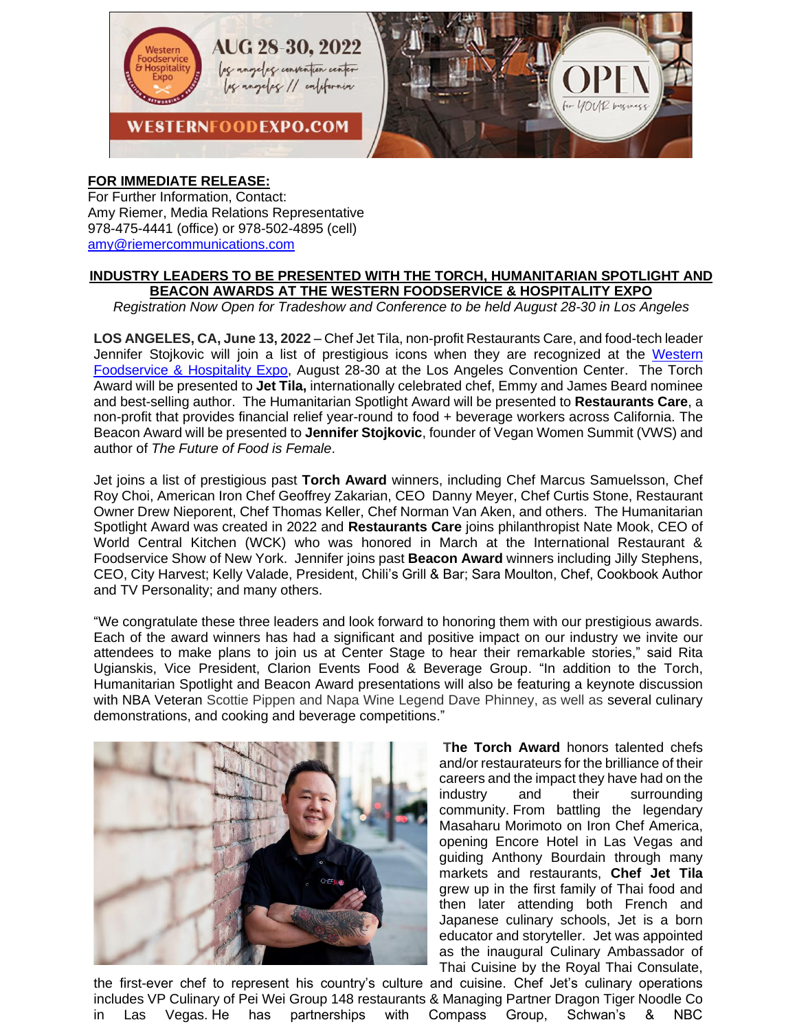**FOR IMMEDIATE RELEASE:**
For Further Information, Contact:
Amy Riemer, Media Relations Representative
978-475-4441 (office) or 978-502-4895 (cell)
amy@riemercommunications.com

**INDUSTRY LEADERS TO BE PRESENTED WITH THE TORCH, HUMANITARIAN SPOTLIGHT AND BEACON AWARDS AT THE WESTERN FOODSERVICE & HOSPITALITY EXPO**

*Registration Now Open for Tradeshow and Conference to be held August 28-30 in Los Angeles*

**LOS ANGELES, CA, June 13, 2022** – Chef Jet Tila, non-profit Restaurants Care, and food-tech leader Jennifer Stojkovic will join a list of prestigious icons when they are recognized at the Western Foodservice & Hospitality Expo, August 28-30 at the Los Angeles Convention Center. The Torch Award will be presented to **Jet Tila,** internationally celebrated chef, Emmy and James Beard nominee and best-selling author. The Humanitarian Spotlight Award will be presented to **Restaurants Care**, a non-profit that provides financial relief year-round to food + beverage workers across California. The Beacon Award will be presented to **Jennifer Stojkovic**, founder of Vegan Women Summit (VWS) and author of *The Future of Food is Female*.

Jet joins a list of prestigious past **Torch Award** winners, including Chef Marcus Samuelsson, Chef Roy Choi, American Iron Chef Geoffrey Zakarian, CEO Danny Meyer, Chef Curtis Stone, Restaurant Owner Drew Nieporent, Chef Thomas Keller, Chef Norman Van Aken, and others. The Humanitarian Spotlight Award was created in 2022 and **Restaurants Care** joins philanthropist Nate Mook, CEO of World Central Kitchen (WCK) who was honored in March at the International Restaurant & Foodservice Show of New York. Jennifer joins past **Beacon Award** winners including Jilly Stephens, CEO, City Harvest; Kelly Valade, President, Chili's Grill & Bar; Sara Moulton, Chef, Cookbook Author and TV Personality; and many others.

"We congratulate these three leaders and look forward to honoring them with our prestigious awards. Each of the award winners has had a significant and positive impact on our industry we invite our attendees to make plans to join us at Center Stage to hear their remarkable stories," said Rita Ugianskis, Vice President, Clarion Events Food & Beverage Group. "In addition to the Torch, Humanitarian Spotlight and Beacon Award presentations will also be featuring a keynote discussion with NBA Veteran Scottie Pippen and Napa Wine Legend Dave Phinney, as well as several culinary demonstrations, and cooking and beverage competitions."

**The Torch Award** honors talented chefs and/or restaurateurs for the brilliance of their careers and the impact they have had on the industry and their surrounding community. From battling the legendary Masaharu Morimoto on Iron Chef America, opening Encore Hotel in Las Vegas and guiding Anthony Bourdain through many markets and restaurants, **Chef Jet Tila** grew up in the first family of Thai food and then later attending both French and Japanese culinary schools, Jet is a born educator and storyteller. Jet was appointed as the inaugural Culinary Ambassador of Thai Cuisine by the Royal Thai Consulate, the first-ever chef to represent his country's culture and cuisine. Chef Jet's culinary operations includes VP Culinary of Pei Wei Group 148 restaurants & Managing Partner Dragon Tiger Noodle Co in Las Vegas. He has partnerships with Compass Group, Schwan's & NBC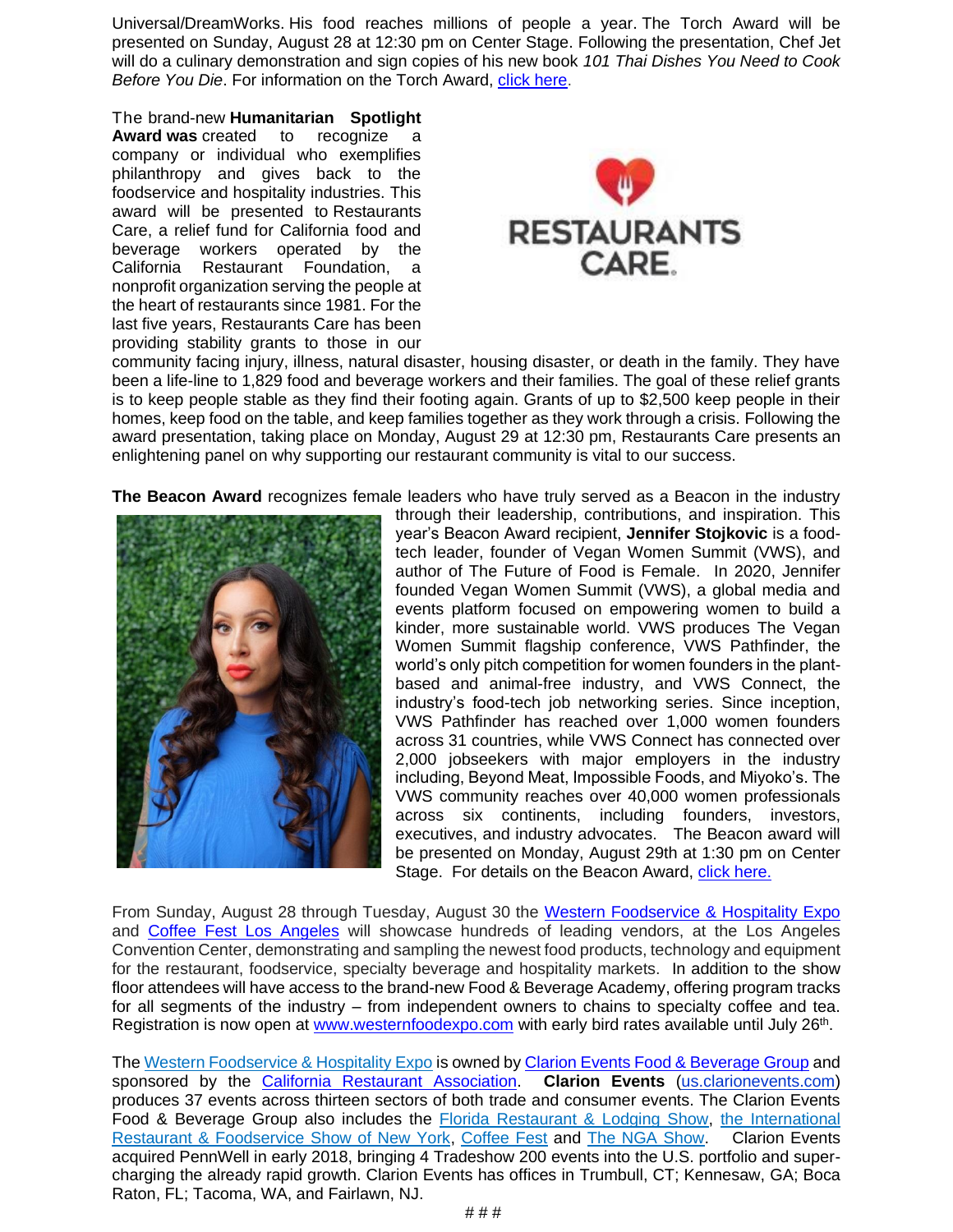Universal/DreamWorks. His food reaches millions of people a year. The Torch Award will be presented on Sunday, August 28 at 12:30 pm on Center Stage. Following the presentation, Chef Jet will do a culinary demonstration and sign copies of his new book *101 Thai Dishes You Need to Cook Before You Die*. For information on the Torch Award, click here.

The brand-new **Humanitarian Spotlight Award was** created to recognize a company or individual who exemplifies philanthropy and gives back to the foodservice and hospitality industries. This award will be presented to Restaurants Care, a relief fund for California food and beverage workers operated by the California Restaurant Foundation, a nonprofit organization serving the people at the heart of restaurants since 1981. For the last five years, Restaurants Care has been providing stability grants to those in our community facing injury, illness, natural disaster, housing disaster, or death in the family. They have been a life-line to 1,829 food and beverage workers and their families. The goal of these relief grants is to keep people stable as they find their footing again. Grants of up to $2,500 keep people in their homes, keep food on the table, and keep families together as they work through a crisis. Following the award presentation, taking place on Monday, August 29 at 12:30 pm, Restaurants Care presents an enlightening panel on why supporting our restaurant community is vital to our success.

**The Beacon Award** recognizes female leaders who have truly served as a Beacon in the industry through their leadership, contributions, and inspiration. This year's Beacon Award recipient, **Jennifer Stojkovic** is a food-tech leader, founder of Vegan Women Summit (VWS), and author of The Future of Food is Female. In 2020, Jennifer founded Vegan Women Summit (VWS), a global media and events platform focused on empowering women to build a kinder, more sustainable world. VWS produces The Vegan Women Summit flagship conference, VWS Pathfinder, the world's only pitch competition for women founders in the plant-based and animal-free industry, and VWS Connect, the industry's food-tech job networking series. Since inception, VWS Pathfinder has reached over 1,000 women founders across 31 countries, while VWS Connect has connected over 2,000 jobseekers with major employers in the industry including, Beyond Meat, Impossible Foods, and Miyoko's. The VWS community reaches over 40,000 women professionals across six continents, including founders, investors, executives, and industry advocates. The Beacon award will be presented on Monday, August 29th at 1:30 pm on Center Stage. For details on the Beacon Award, click here.

From Sunday, August 28 through Tuesday, August 30 the Western Foodservice & Hospitality Expo and Coffee Fest Los Angeles will showcase hundreds of leading vendors, at the Los Angeles Convention Center, demonstrating and sampling the newest food products, technology and equipment for the restaurant, foodservice, specialty beverage and hospitality markets. In addition to the show floor attendees will have access to the brand-new Food & Beverage Academy, offering program tracks for all segments of the industry – from independent owners to chains to specialty coffee and tea. Registration is now open at www.westernfoodexpo.com with early bird rates available until July 26th.

The Western Foodservice & Hospitality Expo is owned by Clarion Events Food & Beverage Group and sponsored by the California Restaurant Association. **Clarion Events** (us.clarionevents.com) produces 37 events across thirteen sectors of both trade and consumer events. The Clarion Events Food & Beverage Group also includes the Florida Restaurant & Lodging Show, the International Restaurant & Foodservice Show of New York, Coffee Fest and The NGA Show. Clarion Events acquired PennWell in early 2018, bringing 4 Tradeshow 200 events into the U.S. portfolio and super-charging the already rapid growth. Clarion Events has offices in Trumbull, CT; Kennesaw, GA; Boca Raton, FL; Tacoma, WA, and Fairlawn, NJ.

# # #